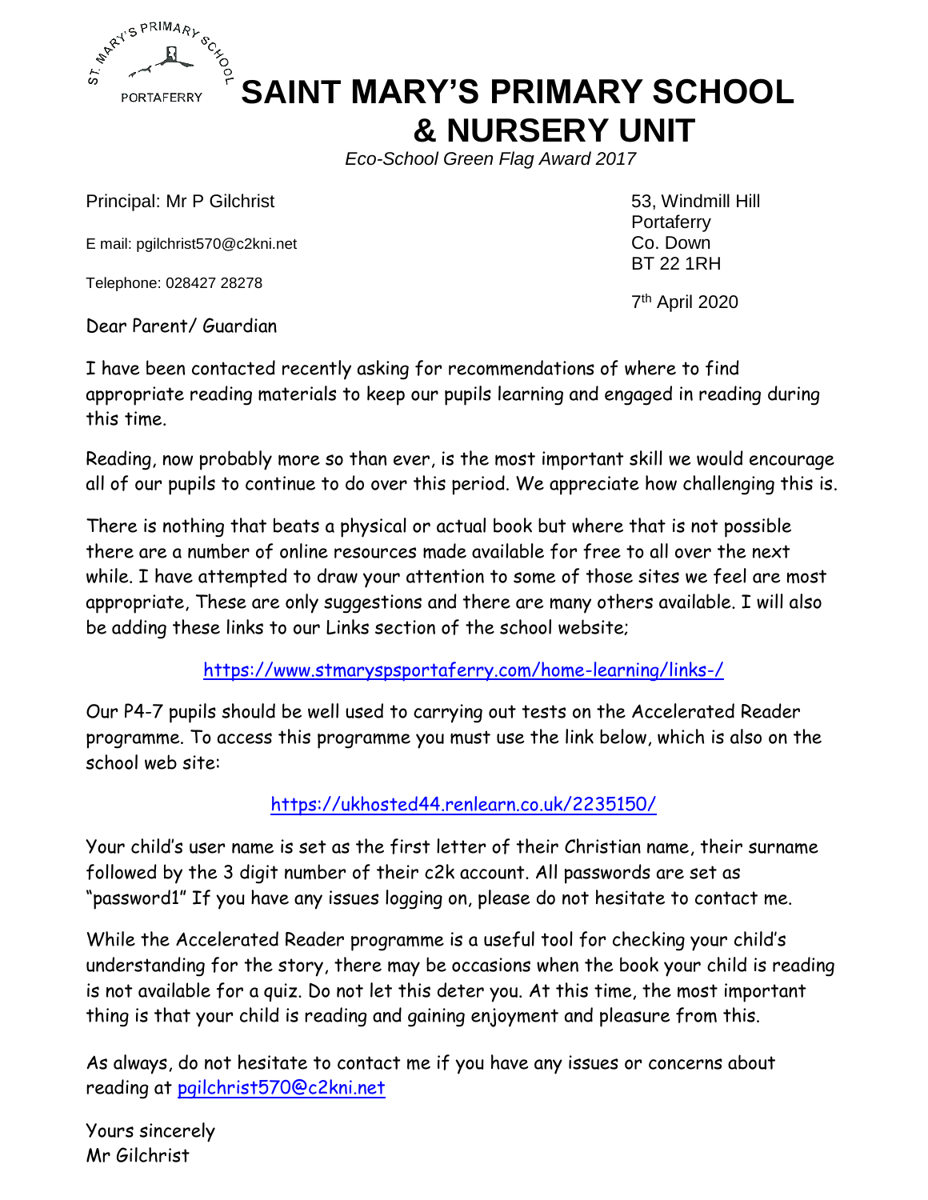# SAINT MARY'S PRIMARY SCHOOL & NURSERY UNIT

*Eco-School Green Flag Award 2017*

Principal: Mr P Gilchrist

E mail: pgilchrist570@c2kni.net

Telephone: 028427 28278

53, Windmill Hill
Portaferry
Co. Down
BT 22 1RH

7th April 2020

Dear Parent/ Guardian

I have been contacted recently asking for recommendations of where to find appropriate reading materials to keep our pupils learning and engaged in reading during this time.

Reading, now probably more so than ever, is the most important skill we would encourage all of our pupils to continue to do over this period. We appreciate how challenging this is.

There is nothing that beats a physical or actual book but where that is not possible there are a number of online resources made available for free to all over the next while. I have attempted to draw your attention to some of those sites we feel are most appropriate, These are only suggestions and there are many others available. I will also be adding these links to our Links section of the school website;

https://www.stmaryspsportaferry.com/home-learning/links-/

Our P4-7 pupils should be well used to carrying out tests on the Accelerated Reader programme. To access this programme you must use the link below, which is also on the school web site:

https://ukhosted44.renlearn.co.uk/2235150/

Your child's user name is set as the first letter of their Christian name, their surname followed by the 3 digit number of their c2k account. All passwords are set as "password1" If you have any issues logging on, please do not hesitate to contact me.

While the Accelerated Reader programme is a useful tool for checking your child's understanding for the story, there may be occasions when the book your child is reading is not available for a quiz. Do not let this deter you. At this time, the most important thing is that your child is reading and gaining enjoyment and pleasure from this.

As always, do not hesitate to contact me if you have any issues or concerns about reading at pgilchrist570@c2kni.net

Yours sincerely
Mr Gilchrist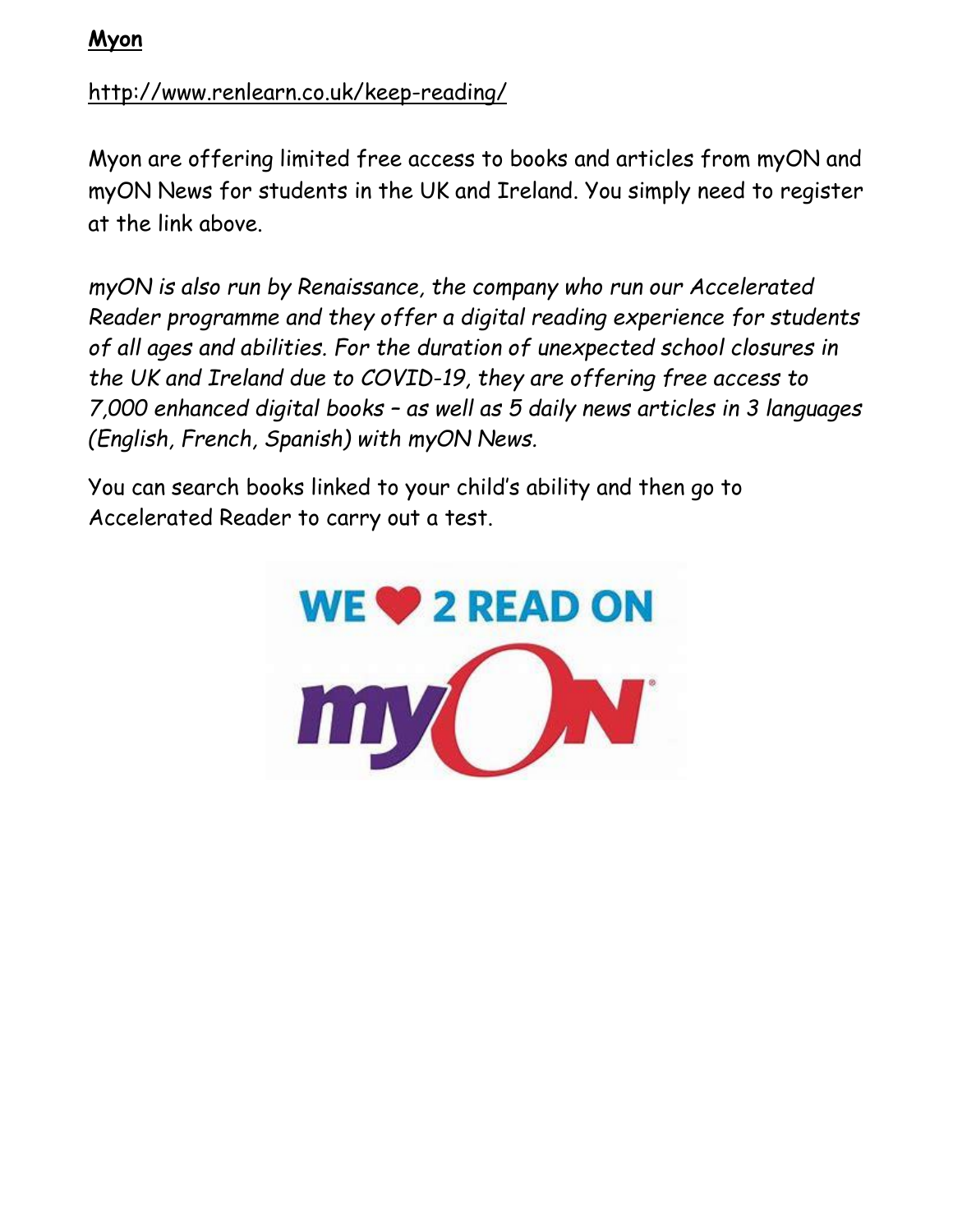**Myon**

http://www.renlearn.co.uk/keep-reading/

Myon are offering limited free access to books and articles from myON and myON News for students in the UK and Ireland. You simply need to register at the link above.

*myON is also run by Renaissance, the company who run our Accelerated Reader programme and they offer a digital reading experience for students of all ages and abilities. For the duration of unexpected school closures in the UK and Ireland due to COVID-19, they are offering free access to 7,000 enhanced digital books – as well as 5 daily news articles in 3 languages (English, French, Spanish) with myON News.*

You can search books linked to your child's ability and then go to Accelerated Reader to carry out a test.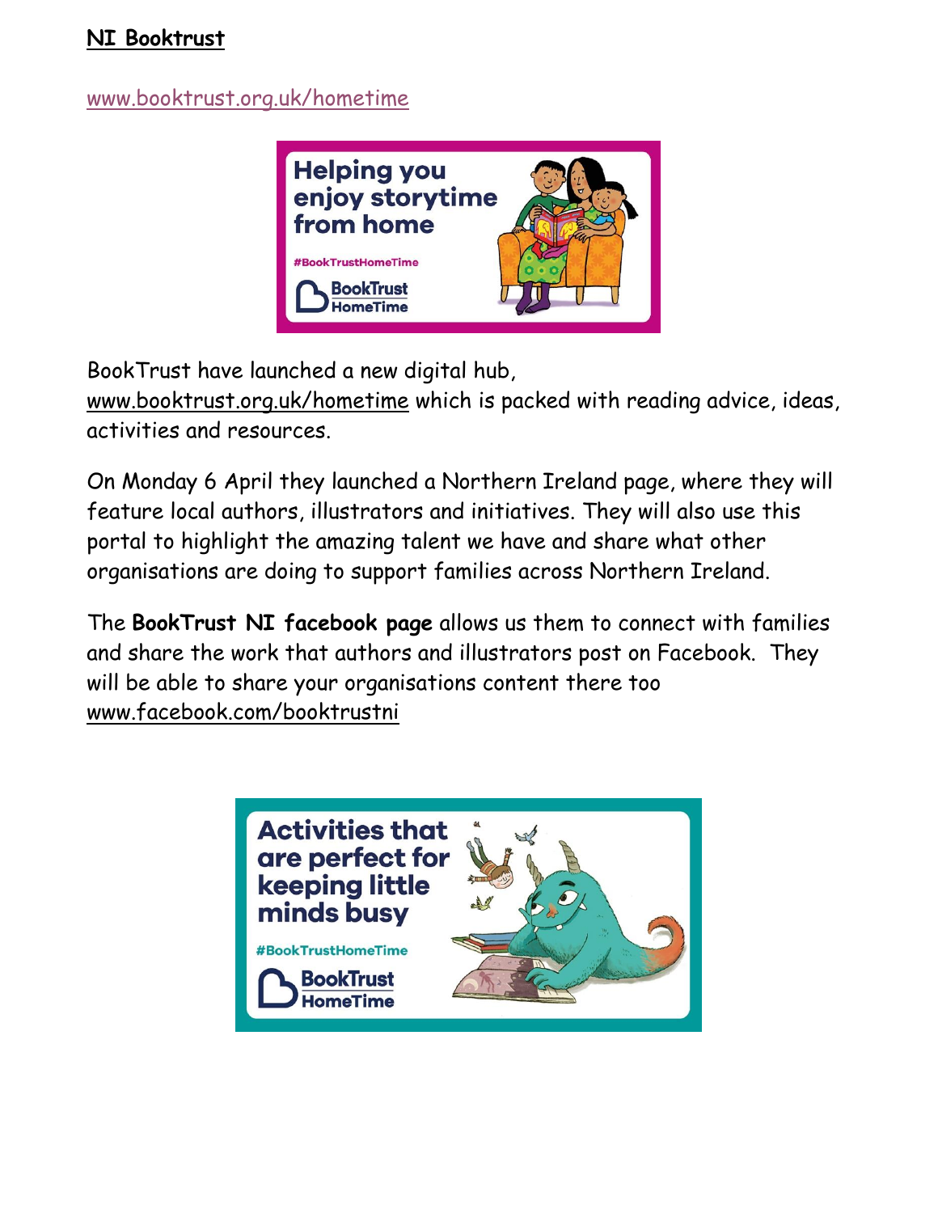**NI Booktrust**

www.booktrust.org.uk/hometime

BookTrust have launched a new digital hub, www.booktrust.org.uk/hometime which is packed with reading advice, ideas, activities and resources.

On Monday 6 April they launched a Northern Ireland page, where they will feature local authors, illustrators and initiatives. They will also use this portal to highlight the amazing talent we have and share what other organisations are doing to support families across Northern Ireland.

The **BookTrust NI facebook page** allows us them to connect with families and share the work that authors and illustrators post on Facebook. They will be able to share your organisations content there too www.facebook.com/booktrustni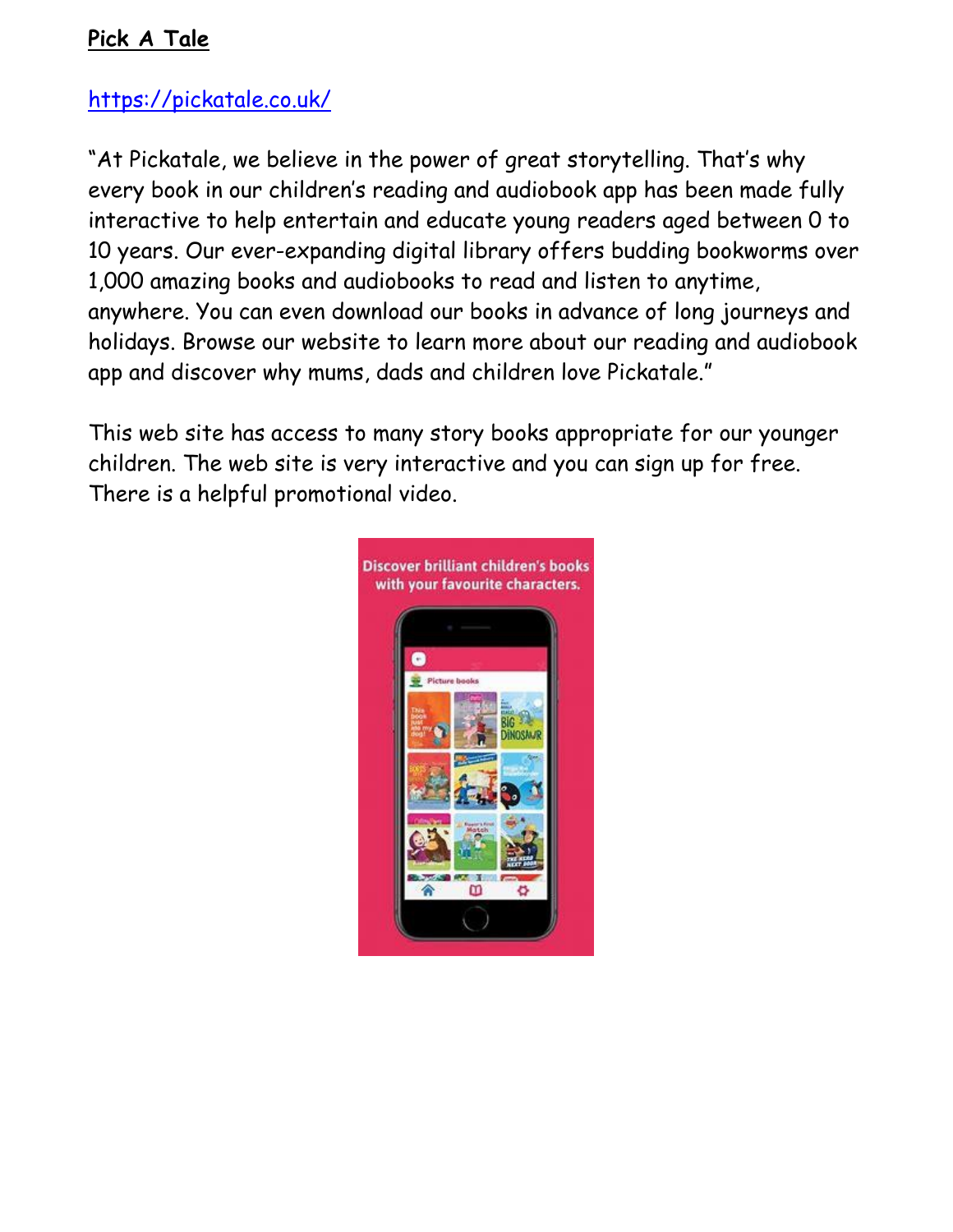**Pick A Tale**

https://pickatale.co.uk/

"At Pickatale, we believe in the power of great storytelling. That's why every book in our children's reading and audiobook app has been made fully interactive to help entertain and educate young readers aged between 0 to 10 years. Our ever-expanding digital library offers budding bookworms over 1,000 amazing books and audiobooks to read and listen to anytime, anywhere. You can even download our books in advance of long journeys and holidays. Browse our website to learn more about our reading and audiobook app and discover why mums, dads and children love Pickatale."

This web site has access to many story books appropriate for our younger children. The web site is very interactive and you can sign up for free. There is a helpful promotional video.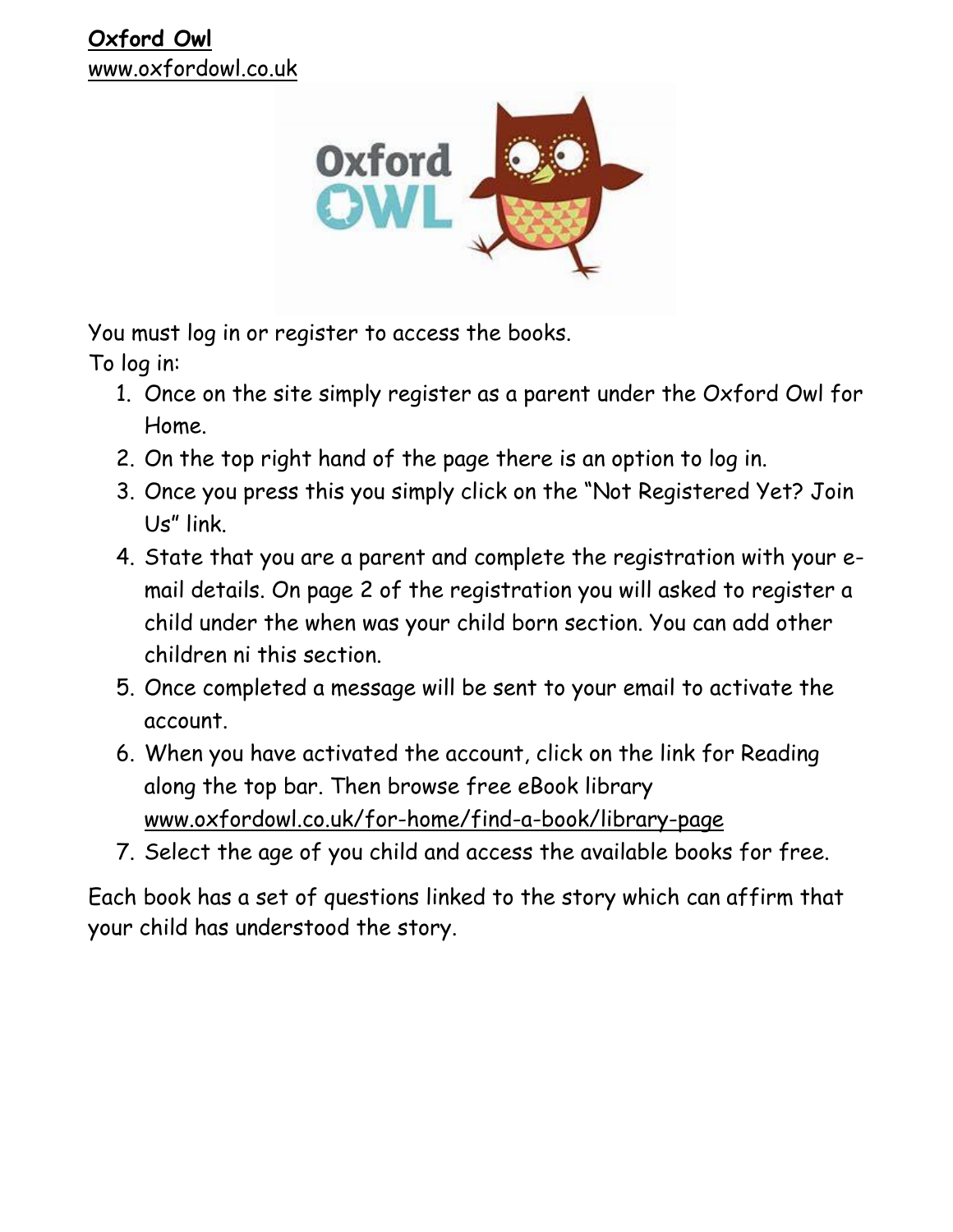**Oxford Owl**
www.oxfordowl.co.uk

You must log in or register to access the books.
To log in:

1. Once on the site simply register as a parent under the Oxford Owl for Home.
2. On the top right hand of the page there is an option to log in.
3. Once you press this you simply click on the "Not Registered Yet? Join Us" link.
4. State that you are a parent and complete the registration with your e-mail details. On page 2 of the registration you will asked to register a child under the when was your child born section. You can add other children ni this section.
5. Once completed a message will be sent to your email to activate the account.
6. When you have activated the account, click on the link for Reading along the top bar. Then browse free eBook library www.oxfordowl.co.uk/for-home/find-a-book/library-page
7. Select the age of you child and access the available books for free.

Each book has a set of questions linked to the story which can affirm that your child has understood the story.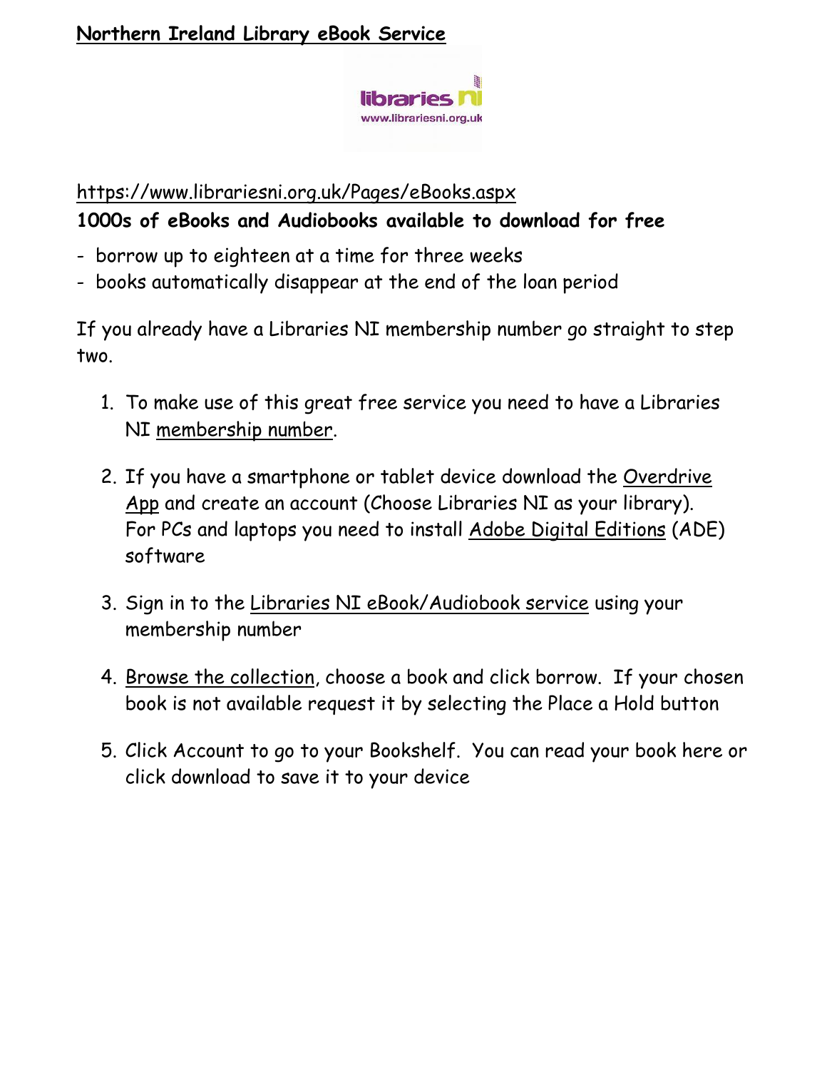**Northern Ireland Library eBook Service**

https://www.librariesni.org.uk/Pages/eBooks.aspx

**1000s of eBooks and Audiobooks available to download for free**

- borrow up to eighteen at a time for three weeks
- books automatically disappear at the end of the loan period

If you already have a Libraries NI membership number go straight to step two.

1. To make use of this great free service you need to have a Libraries NI membership number.

2. If you have a smartphone or tablet device download the Overdrive App and create an account (Choose Libraries NI as your library). For PCs and laptops you need to install Adobe Digital Editions (ADE) software

3. Sign in to the Libraries NI eBook/Audiobook service using your membership number

4. Browse the collection, choose a book and click borrow. If your chosen book is not available request it by selecting the Place a Hold button

5. Click Account to go to your Bookshelf. You can read your book here or click download to save it to your device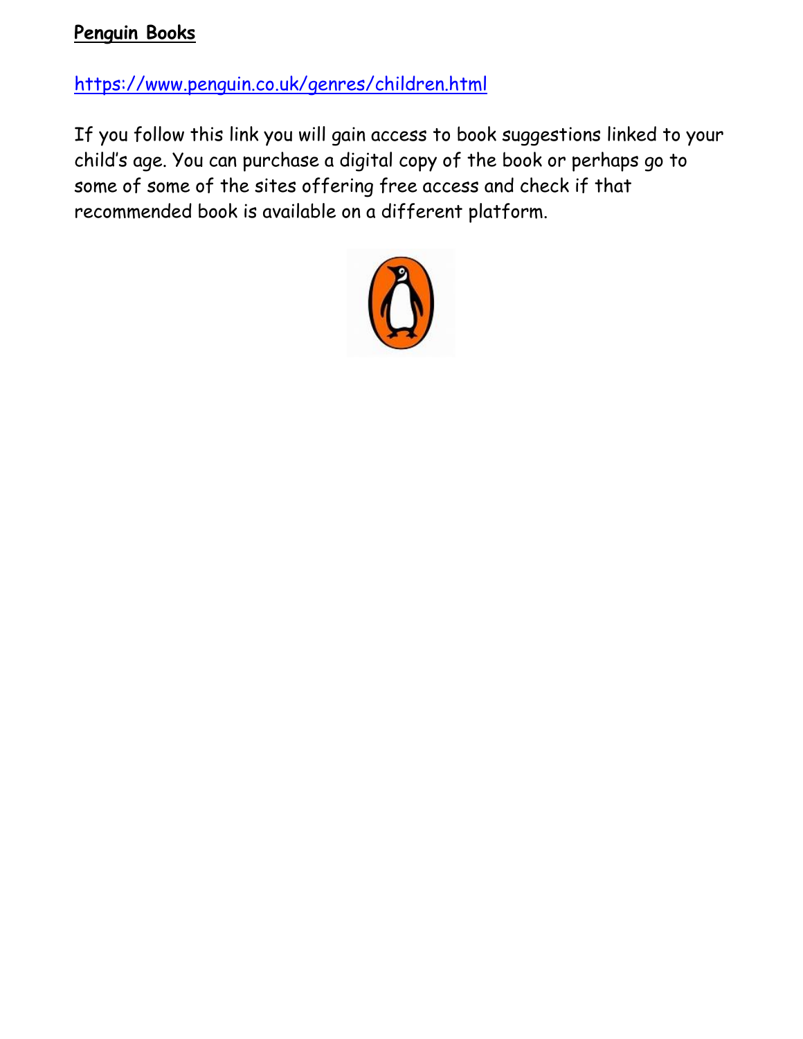**Penguin Books**

https://www.penguin.co.uk/genres/children.html

If you follow this link you will gain access to book suggestions linked to your child's age. You can purchase a digital copy of the book or perhaps go to some of some of the sites offering free access and check if that recommended book is available on a different platform.